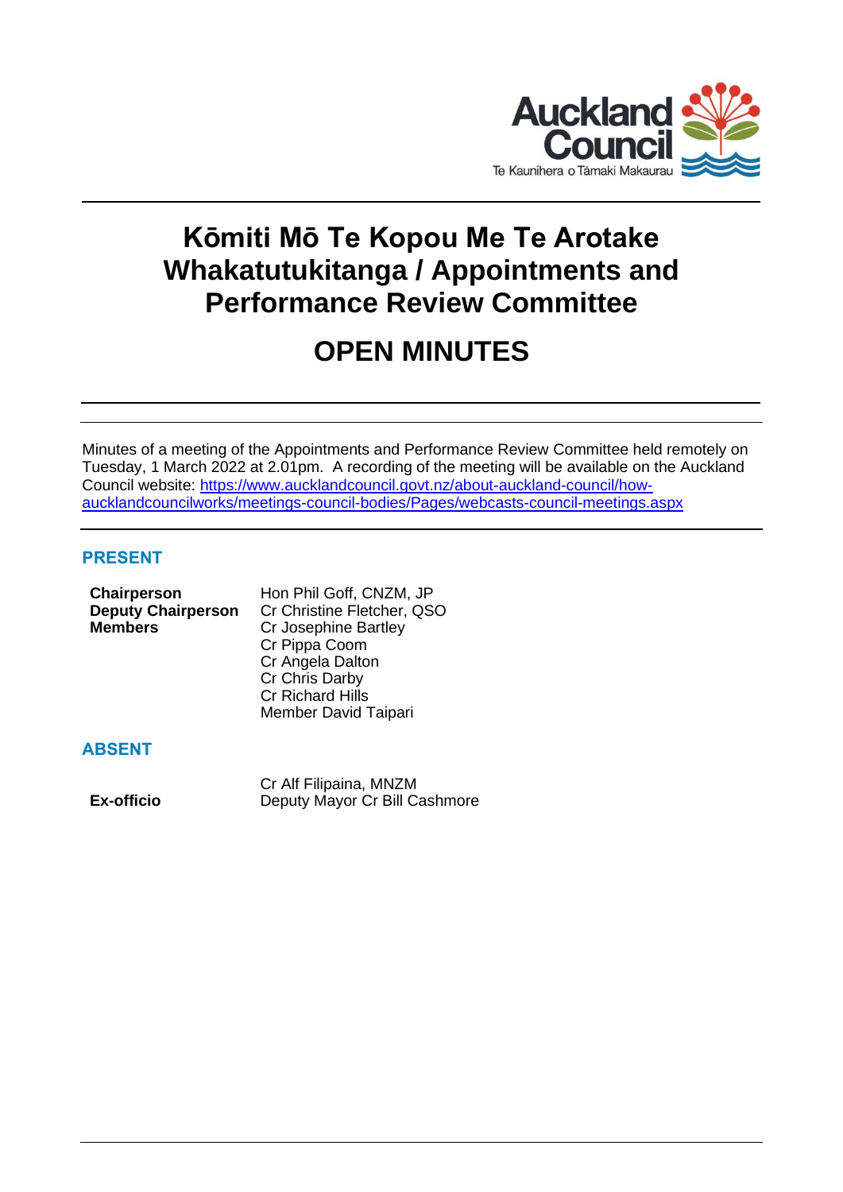# Kōmiti Mō Te Kopou Me Te Arotake Whakatutukitanga / Appointments and Performance Review Committee

# OPEN MINUTES

Minutes of a meeting of the Appointments and Performance Review Committee held remotely on Tuesday, 1 March 2022 at 2.01pm. A recording of the meeting will be available on the Auckland Council website: https://www.aucklandcouncil.govt.nz/about-auckland-council/how-aucklandcouncilworks/meetings-council-bodies/Pages/webcasts-council-meetings.aspx

## PRESENT

| | |
|---|---|
| **Chairperson** | Hon Phil Goff, CNZM, JP |
| **Deputy Chairperson** | Cr Christine Fletcher, QSO |
| **Members** | Cr Josephine Bartley |
| | Cr Pippa Coom |
| | Cr Angela Dalton |
| | Cr Chris Darby |
| | Cr Richard Hills |
| | Member David Taipari |

## ABSENT

| | |
|---|---|
| | Cr Alf Filipaina, MNZM |
| **Ex-officio** | Deputy Mayor Cr Bill Cashmore |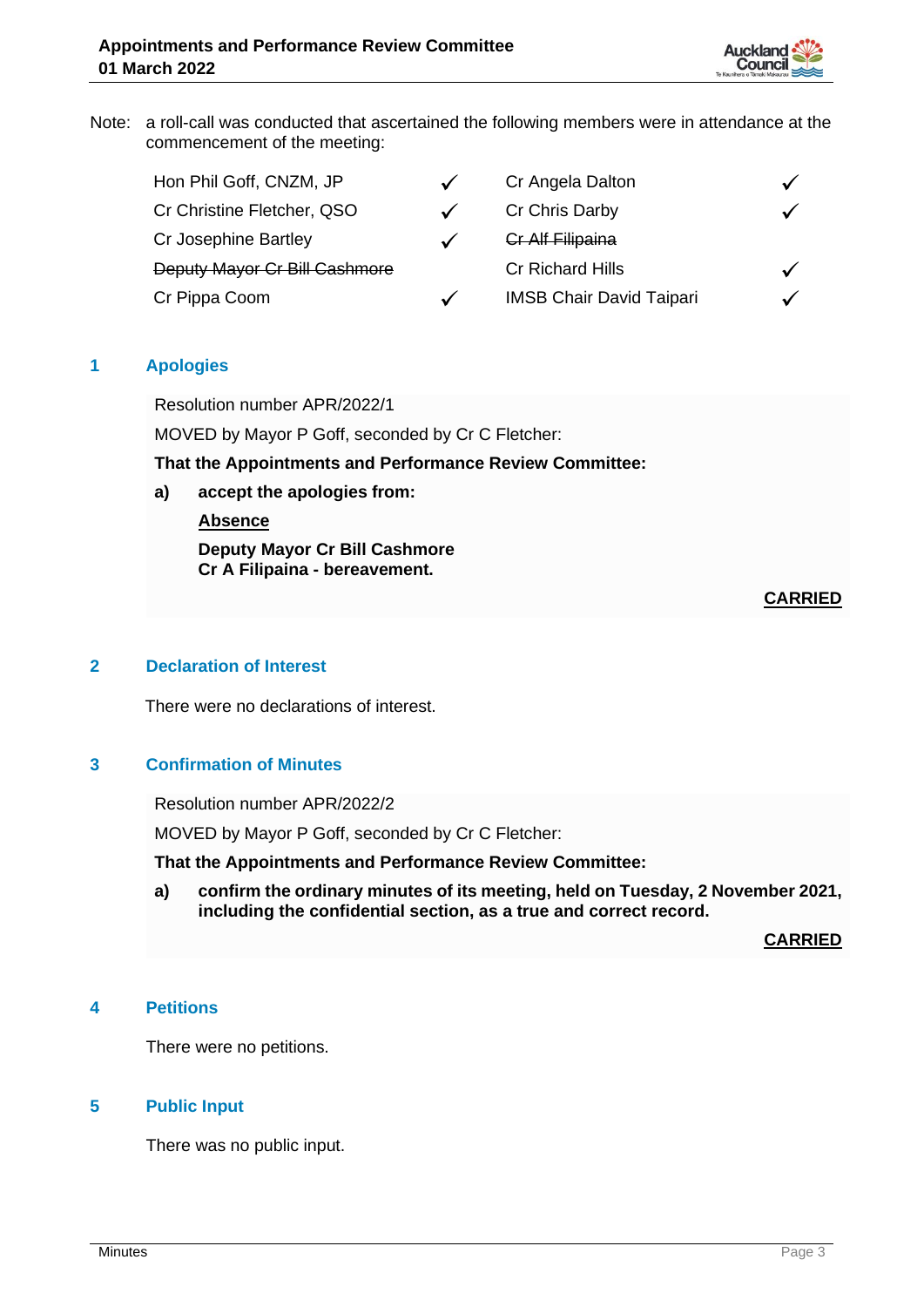Note: a roll-call was conducted that ascertained the following members were in attendance at the commencement of the meeting:

| | | | |
|---|---|---|---|
| Hon Phil Goff, CNZM, JP | ✓ | Cr Angela Dalton | ✓ |
| Cr Christine Fletcher, QSO | ✓ | Cr Chris Darby | ✓ |
| Cr Josephine Bartley | ✓ | ~~Cr Alf Filipaina~~ | |
| ~~Deputy Mayor Cr Bill Cashmore~~ | | Cr Richard Hills | ✓ |
| Cr Pippa Coom | ✓ | IMSB Chair David Taipari | ✓ |

## 1 Apologies

Resolution number APR/2022/1

MOVED by Mayor P Goff, seconded by Cr C Fletcher:

**That the Appointments and Performance Review Committee:**

**a) accept the apologies from:**

**<u>Absence</u>**

**Deputy Mayor Cr Bill Cashmore**
**Cr A Filipaina - bereavement.**

**<u>CARRIED</u>**

## 2 Declaration of Interest

There were no declarations of interest.

## 3 Confirmation of Minutes

Resolution number APR/2022/2

MOVED by Mayor P Goff, seconded by Cr C Fletcher:

**That the Appointments and Performance Review Committee:**

**a) confirm the ordinary minutes of its meeting, held on Tuesday, 2 November 2021, including the confidential section, as a true and correct record.**

**<u>CARRIED</u>**

## 4 Petitions

There were no petitions.

## 5 Public Input

There was no public input.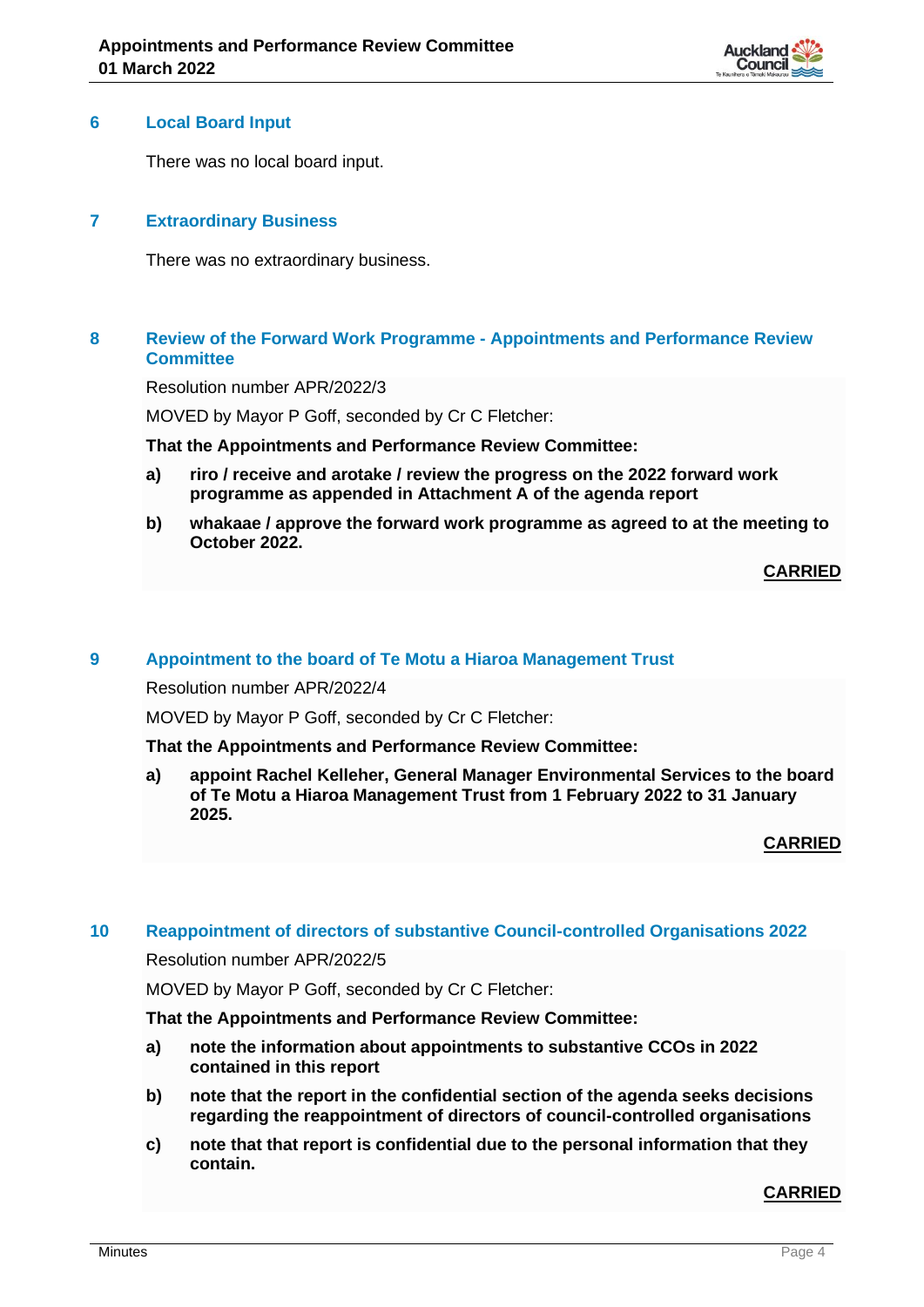## 6 Local Board Input

There was no local board input.

## 7 Extraordinary Business

There was no extraordinary business.

## 8 Review of the Forward Work Programme - Appointments and Performance Review Committee

Resolution number APR/2022/3

MOVED by Mayor P Goff, seconded by Cr C Fletcher:

**That the Appointments and Performance Review Committee:**

**a) riro / receive and arotake / review the progress on the 2022 forward work programme as appended in Attachment A of the agenda report**

**b) whakaae / approve the forward work programme as agreed to at the meeting to October 2022.**

**CARRIED**

## 9 Appointment to the board of Te Motu a Hiaroa Management Trust

Resolution number APR/2022/4

MOVED by Mayor P Goff, seconded by Cr C Fletcher:

**That the Appointments and Performance Review Committee:**

**a) appoint Rachel Kelleher, General Manager Environmental Services to the board of Te Motu a Hiaroa Management Trust from 1 February 2022 to 31 January 2025.**

**CARRIED**

## 10 Reappointment of directors of substantive Council-controlled Organisations 2022

Resolution number APR/2022/5

MOVED by Mayor P Goff, seconded by Cr C Fletcher:

**That the Appointments and Performance Review Committee:**

**a) note the information about appointments to substantive CCOs in 2022 contained in this report**

**b) note that the report in the confidential section of the agenda seeks decisions regarding the reappointment of directors of council-controlled organisations**

**c) note that that report is confidential due to the personal information that they contain.**

**CARRIED**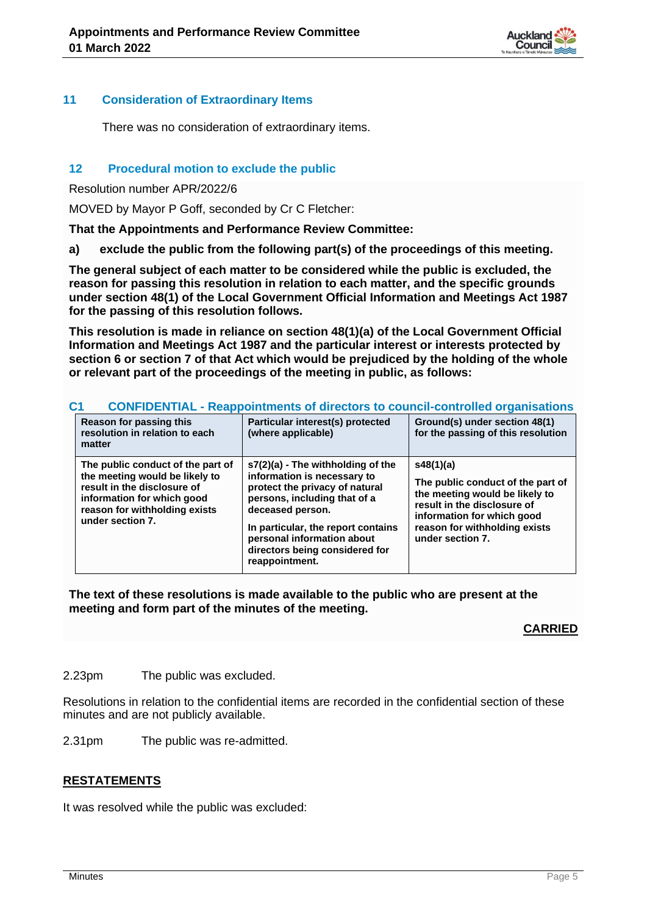## 11 Consideration of Extraordinary Items

There was no consideration of extraordinary items.

## 12 Procedural motion to exclude the public

Resolution number APR/2022/6

MOVED by Mayor P Goff, seconded by Cr C Fletcher:

**That the Appointments and Performance Review Committee:**

**a) exclude the public from the following part(s) of the proceedings of this meeting.**

**The general subject of each matter to be considered while the public is excluded, the reason for passing this resolution in relation to each matter, and the specific grounds under section 48(1) of the Local Government Official Information and Meetings Act 1987 for the passing of this resolution follows.**

**This resolution is made in reliance on section 48(1)(a) of the Local Government Official Information and Meetings Act 1987 and the particular interest or interests protected by section 6 or section 7 of that Act which would be prejudiced by the holding of the whole or relevant part of the proceedings of the meeting in public, as follows:**

### C1 CONFIDENTIAL - Reappointments of directors to council-controlled organisations

| Reason for passing this resolution in relation to each matter | Particular interest(s) protected (where applicable) | Ground(s) under section 48(1) for the passing of this resolution |
|---|---|---|
| The public conduct of the part of the meeting would be likely to result in the disclosure of information for which good reason for withholding exists under section 7. | s7(2)(a) - The withholding of the information is necessary to protect the privacy of natural persons, including that of a deceased person.<br><br>In particular, the report contains personal information about directors being considered for reappointment. | s48(1)(a)<br><br>The public conduct of the part of the meeting would be likely to result in the disclosure of information for which good reason for withholding exists under section 7. |

**The text of these resolutions is made available to the public who are present at the meeting and form part of the minutes of the meeting.**

**CARRIED**

2.23pm The public was excluded.

Resolutions in relation to the confidential items are recorded in the confidential section of these minutes and are not publicly available.

2.31pm The public was re-admitted.

**RESTATEMENTS**

It was resolved while the public was excluded: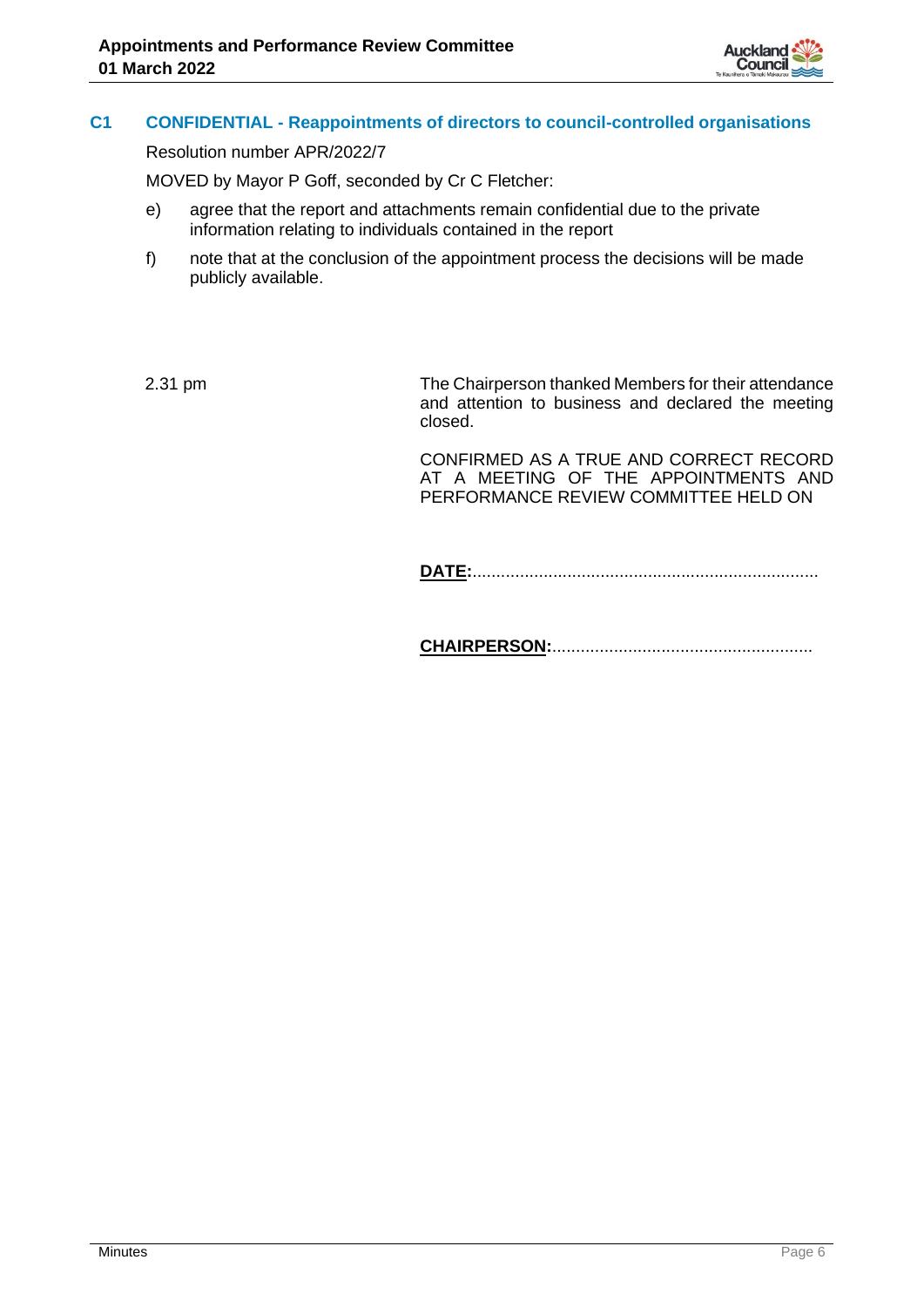## C1 CONFIDENTIAL - Reappointments of directors to council-controlled organisations

Resolution number APR/2022/7

MOVED by Mayor P Goff, seconded by Cr C Fletcher:

e) agree that the report and attachments remain confidential due to the private information relating to individuals contained in the report

f) note that at the conclusion of the appointment process the decisions will be made publicly available.

2.31 pm

The Chairperson thanked Members for their attendance and attention to business and declared the meeting closed.

CONFIRMED AS A TRUE AND CORRECT RECORD AT A MEETING OF THE APPOINTMENTS AND PERFORMANCE REVIEW COMMITTEE HELD ON

**DATE:**.........................................................................

**CHAIRPERSON:**.......................................................